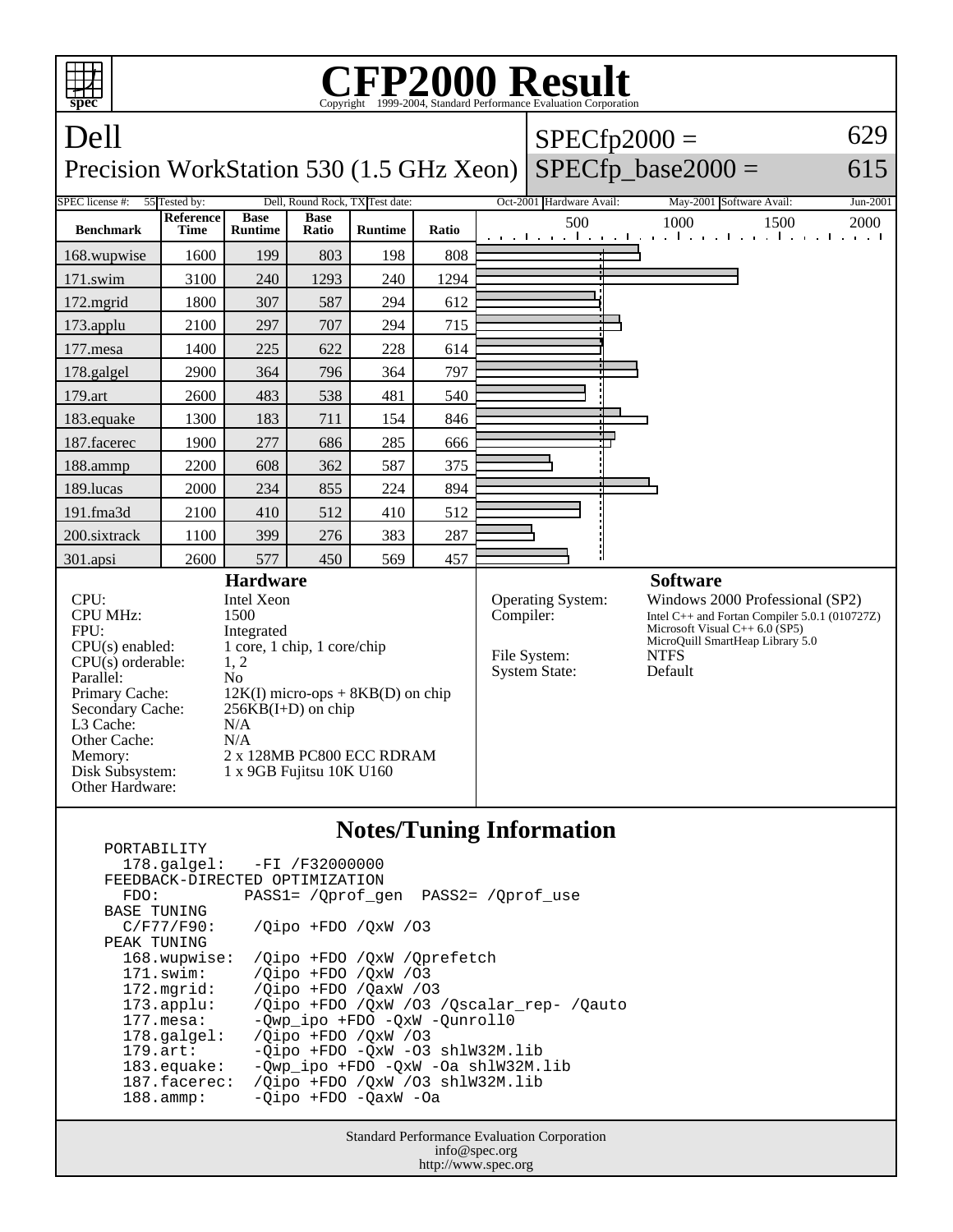# CFP2000 Result

Copyright 1999-2004, Standard Performance Evaluation Corporation

## Dell
### Precision WorkStation 530 (1.5 GHz Xeon)

SPECfp2000 = 629
SPECfp_base2000 = 615

| SPEC license #: | 55 | Tested by: | Dell, Round Rock, TX | Test date: | Oct-2001 | Hardware Avail: | May-2001 | Software Avail: | Jun-2001 |
|---|---|---|---|---|---|---|---|---|---|

| Benchmark | Reference Time | Base Runtime | Base Ratio | Runtime | Ratio |
|---|---|---|---|---|---|
| 168.wupwise | 1600 | 199 | 803 | 198 | 808 |
| 171.swim | 3100 | 240 | 1293 | 240 | 1294 |
| 172.mgrid | 1800 | 307 | 587 | 294 | 612 |
| 173.applu | 2100 | 297 | 707 | 294 | 715 |
| 177.mesa | 1400 | 225 | 622 | 228 | 614 |
| 178.galgel | 2900 | 364 | 796 | 364 | 797 |
| 179.art | 2600 | 483 | 538 | 481 | 540 |
| 183.equake | 1300 | 183 | 711 | 154 | 846 |
| 187.facerec | 1900 | 277 | 686 | 285 | 666 |
| 188.ammp | 2200 | 608 | 362 | 587 | 375 |
| 189.lucas | 2000 | 234 | 855 | 224 | 894 |
| 191.fma3d | 2100 | 410 | 512 | 410 | 512 |
| 200.sixtrack | 1100 | 399 | 276 | 383 | 287 |
| 301.apsi | 2600 | 577 | 450 | 569 | 457 |

### Hardware

| | |
|---|---|
| CPU: | Intel Xeon |
| CPU MHz: | 1500 |
| FPU: | Integrated |
| CPU(s) enabled: | 1 core, 1 chip, 1 core/chip |
| CPU(s) orderable: | 1, 2 |
| Parallel: | No |
| Primary Cache: | 12K(I) micro-ops + 8KB(D) on chip |
| Secondary Cache: | 256KB(I+D) on chip |
| L3 Cache: | N/A |
| Other Cache: | N/A |
| Memory: | 2 x 128MB PC800 ECC RDRAM |
| Disk Subsystem: | 1 x 9GB Fujitsu 10K U160 |
| Other Hardware: | |

### Software

| | |
|---|---|
| Operating System: | Windows 2000 Professional (SP2) |
| Compiler: | Intel C++ and Fortan Compiler 5.0.1 (010727Z)<br>Microsoft Visual C++ 6.0 (SP5)<br>MicroQuill SmartHeap Library 5.0 |
| File System: | NTFS |
| System State: | Default |

## Notes/Tuning Information

```
PORTABILITY
  178.galgel:   -FI /F32000000
FEEDBACK-DIRECTED OPTIMIZATION
  FDO:         PASS1= /Qprof_gen  PASS2= /Qprof_use
BASE TUNING
  C/F77/F90:    /Qipo +FDO /QxW /O3
PEAK TUNING
  168.wupwise:  /Qipo +FDO /QxW /Qprefetch
  171.swim:     /Qipo +FDO /QxW /O3
  172.mgrid:    /Qipo +FDO /QaxW /O3
  173.applu:    /Qipo +FDO /QxW /O3 /Qscalar_rep- /Qauto
  177.mesa:     -Qwp_ipo +FDO -QxW -Qunroll0
  178.galgel:   /Qipo +FDO /QxW /O3
  179.art:      -Qipo +FDO -QxW -O3 shlW32M.lib
  183.equake:   -Qwp_ipo +FDO -QxW -Oa shlW32M.lib
  187.facerec:  /Qipo +FDO /QxW /O3 shlW32M.lib
  188.ammp:     -Qipo +FDO -QaxW -Oa
```

Standard Performance Evaluation Corporation
info@spec.org
http://www.spec.org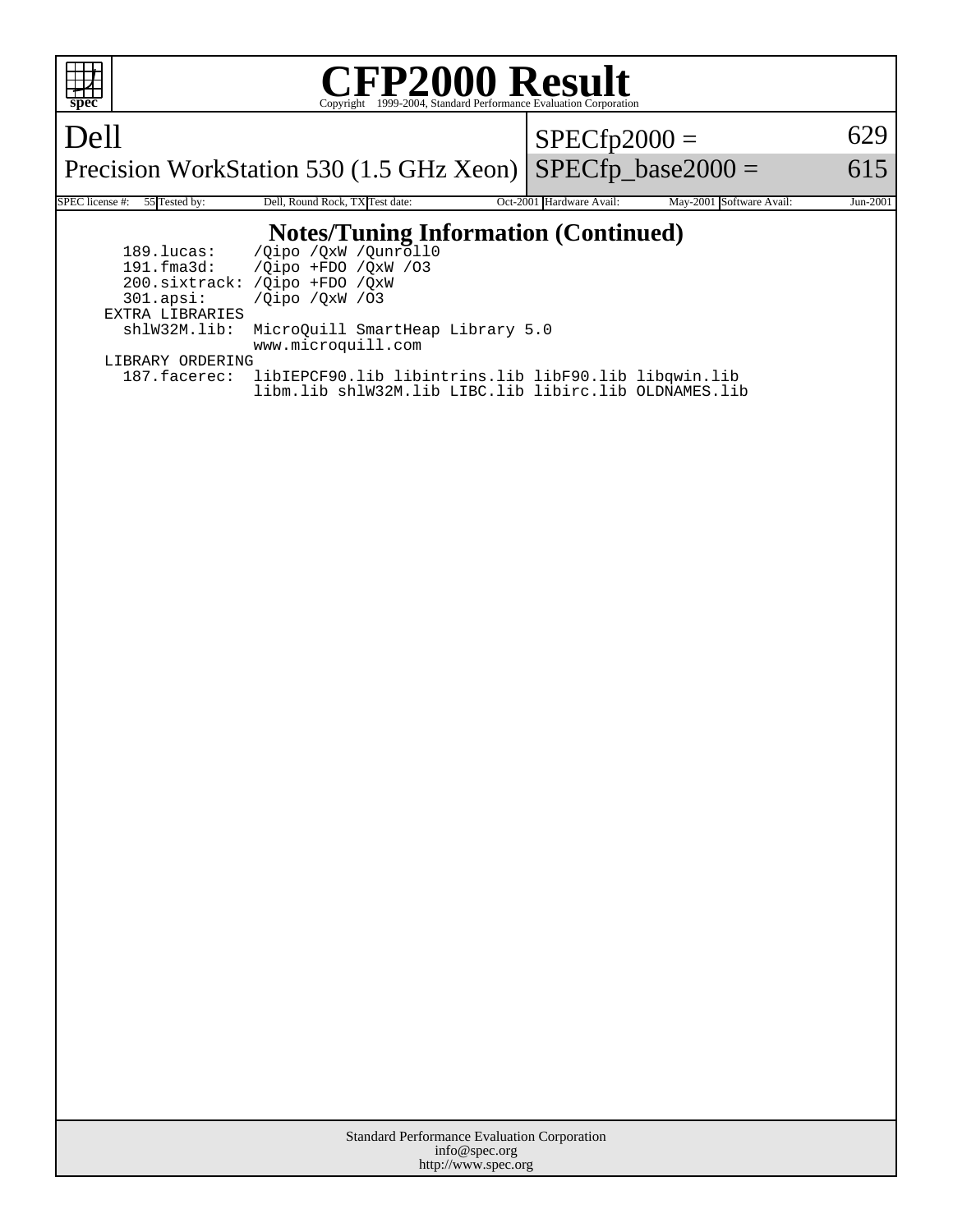# CFP2000 Result

Copyright 1999-2004, Standard Performance Evaluation Corporation

| | | | |
|---|---|---|---|
| Dell | | SPECfp2000 = | 629 |
| Precision WorkStation 530 (1.5 GHz Xeon) | | SPECfp_base2000 = | 615 |

SPEC license #: 55 Tested by: Dell, Round Rock, TX Test date: Oct-2001 Hardware Avail: May-2001 Software Avail: Jun-2001

## Notes/Tuning Information (Continued)

```
   189.lucas:    /Qipo /QxW /Qunroll0
   191.fma3d:    /Qipo +FDO /QxW /O3
   200.sixtrack: /Qipo +FDO /QxW
   301.apsi:     /Qipo /QxW /O3
 EXTRA LIBRARIES
   shlW32M.lib:  MicroQuill SmartHeap Library 5.0
                 www.microquill.com
 LIBRARY ORDERING
   187.facerec:  libIEPCF90.lib libintrins.lib libF90.lib libqwin.lib
                 libm.lib shlW32M.lib LIBC.lib libirc.lib OLDNAMES.lib
```

Standard Performance Evaluation Corporation
info@spec.org
http://www.spec.org